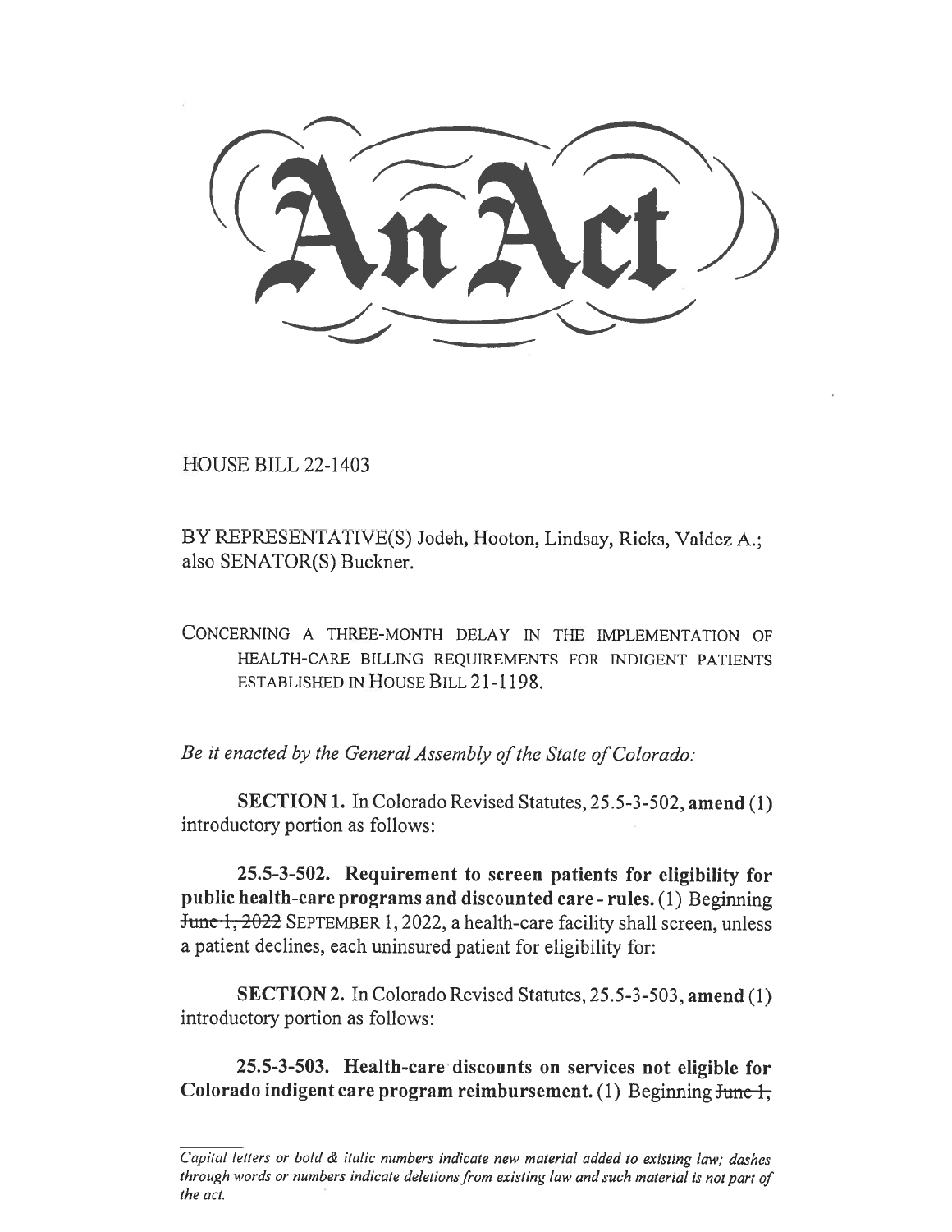# An Act

HOUSE BILL 22-1403

BY REPRESENTATIVE(S) Jodeh, Hooton, Lindsay, Ricks, Valdez A.; also SENATOR(S) Buckner.

CONCERNING A THREE-MONTH DELAY IN THE IMPLEMENTATION OF HEALTH-CARE BILLING REQUIREMENTS FOR INDIGENT PATIENTS ESTABLISHED IN HOUSE BILL 21-1198.

*Be it enacted by the General Assembly of the State of Colorado:*

**SECTION 1.** In Colorado Revised Statutes, 25.5-3-502, **amend** (1) introductory portion as follows:

**25.5-3-502. Requirement to screen patients for eligibility for public health-care programs and discounted care - rules.** (1) Beginning ~~June 1, 2022~~ SEPTEMBER 1, 2022, a health-care facility shall screen, unless a patient declines, each uninsured patient for eligibility for:

**SECTION 2.** In Colorado Revised Statutes, 25.5-3-503, **amend** (1) introductory portion as follows:

**25.5-3-503. Health-care discounts on services not eligible for Colorado indigent care program reimbursement.** (1) Beginning ~~June 1,~~

*Capital letters or bold & italic numbers indicate new material added to existing law; dashes through words or numbers indicate deletions from existing law and such material is not part of the act.*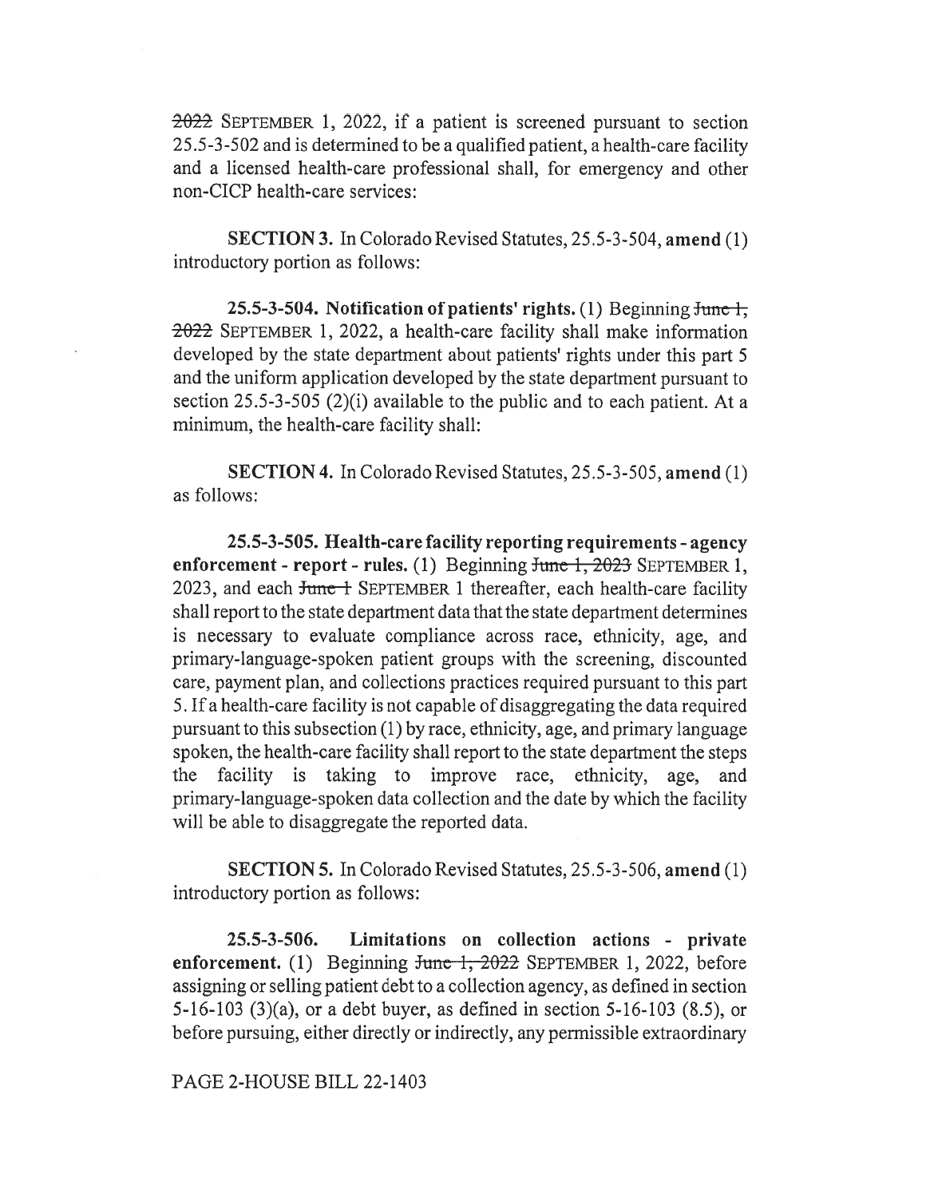~~2022~~ SEPTEMBER 1, 2022, if a patient is screened pursuant to section 25.5-3-502 and is determined to be a qualified patient, a health-care facility and a licensed health-care professional shall, for emergency and other non-CICP health-care services:

**SECTION 3.** In Colorado Revised Statutes, 25.5-3-504, **amend** (1) introductory portion as follows:

**25.5-3-504. Notification of patients' rights.** (1) Beginning ~~June 1, 2022~~ SEPTEMBER 1, 2022, a health-care facility shall make information developed by the state department about patients' rights under this part 5 and the uniform application developed by the state department pursuant to section 25.5-3-505 (2)(i) available to the public and to each patient. At a minimum, the health-care facility shall:

**SECTION 4.** In Colorado Revised Statutes, 25.5-3-505, **amend** (1) as follows:

**25.5-3-505. Health-care facility reporting requirements - agency enforcement - report - rules.** (1) Beginning ~~June 1, 2023~~ SEPTEMBER 1, 2023, and each ~~June 1~~ SEPTEMBER 1 thereafter, each health-care facility shall report to the state department data that the state department determines is necessary to evaluate compliance across race, ethnicity, age, and primary-language-spoken patient groups with the screening, discounted care, payment plan, and collections practices required pursuant to this part 5. If a health-care facility is not capable of disaggregating the data required pursuant to this subsection (1) by race, ethnicity, age, and primary language spoken, the health-care facility shall report to the state department the steps the facility is taking to improve race, ethnicity, age, and primary-language-spoken data collection and the date by which the facility will be able to disaggregate the reported data.

**SECTION 5.** In Colorado Revised Statutes, 25.5-3-506, **amend** (1) introductory portion as follows:

**25.5-3-506. Limitations on collection actions - private enforcement.** (1) Beginning ~~June 1, 2022~~ SEPTEMBER 1, 2022, before assigning or selling patient debt to a collection agency, as defined in section 5-16-103 (3)(a), or a debt buyer, as defined in section 5-16-103 (8.5), or before pursuing, either directly or indirectly, any permissible extraordinary

PAGE 2-HOUSE BILL 22-1403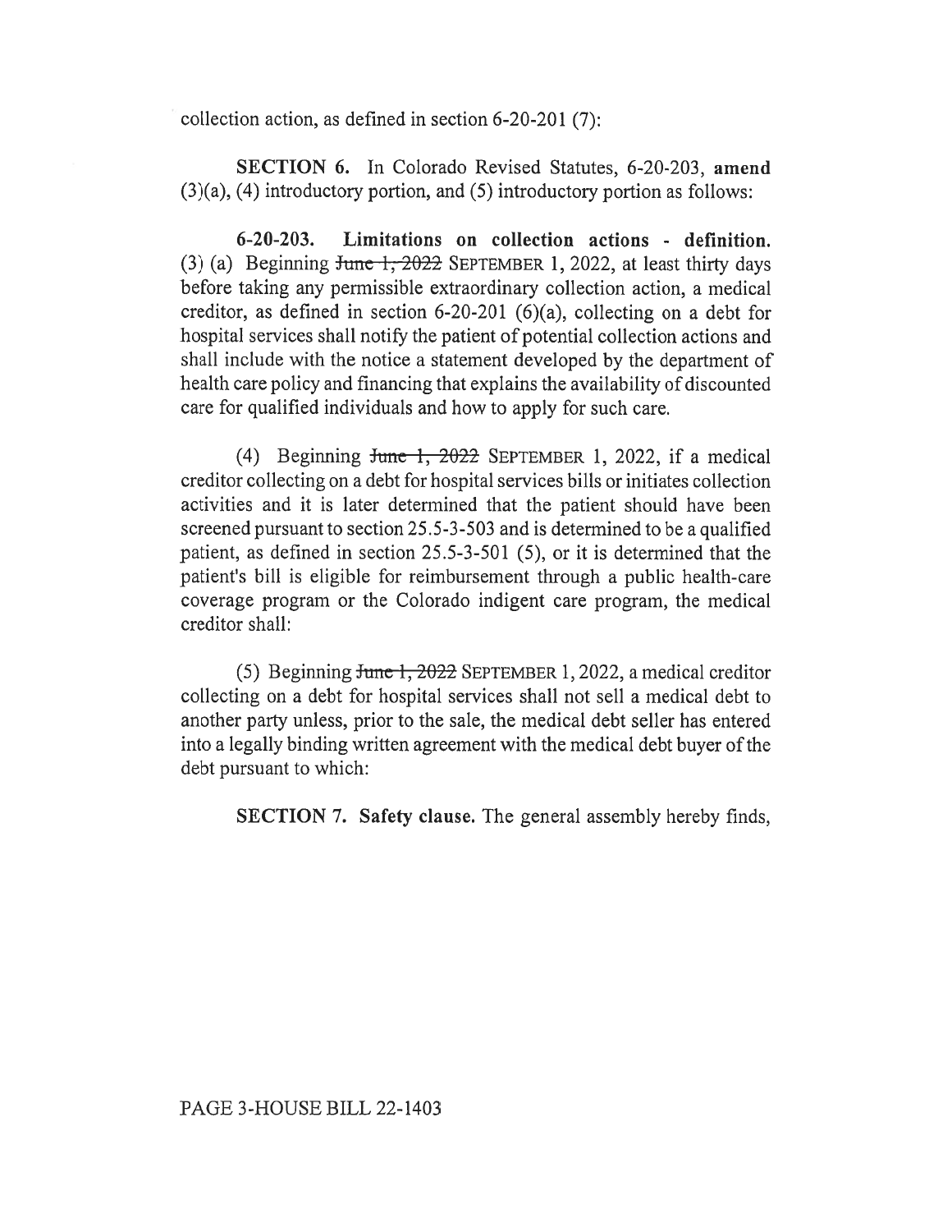collection action, as defined in section 6-20-201 (7):

**SECTION 6.** In Colorado Revised Statutes, 6-20-203, **amend** (3)(a), (4) introductory portion, and (5) introductory portion as follows:

**6-20-203. Limitations on collection actions - definition.** (3) (a) Beginning ~~June 1, 2022~~ SEPTEMBER 1, 2022, at least thirty days before taking any permissible extraordinary collection action, a medical creditor, as defined in section 6-20-201 (6)(a), collecting on a debt for hospital services shall notify the patient of potential collection actions and shall include with the notice a statement developed by the department of health care policy and financing that explains the availability of discounted care for qualified individuals and how to apply for such care.

(4) Beginning ~~June 1, 2022~~ SEPTEMBER 1, 2022, if a medical creditor collecting on a debt for hospital services bills or initiates collection activities and it is later determined that the patient should have been screened pursuant to section 25.5-3-503 and is determined to be a qualified patient, as defined in section 25.5-3-501 (5), or it is determined that the patient's bill is eligible for reimbursement through a public health-care coverage program or the Colorado indigent care program, the medical creditor shall:

(5) Beginning ~~June 1, 2022~~ SEPTEMBER 1, 2022, a medical creditor collecting on a debt for hospital services shall not sell a medical debt to another party unless, prior to the sale, the medical debt seller has entered into a legally binding written agreement with the medical debt buyer of the debt pursuant to which:

**SECTION 7. Safety clause.** The general assembly hereby finds,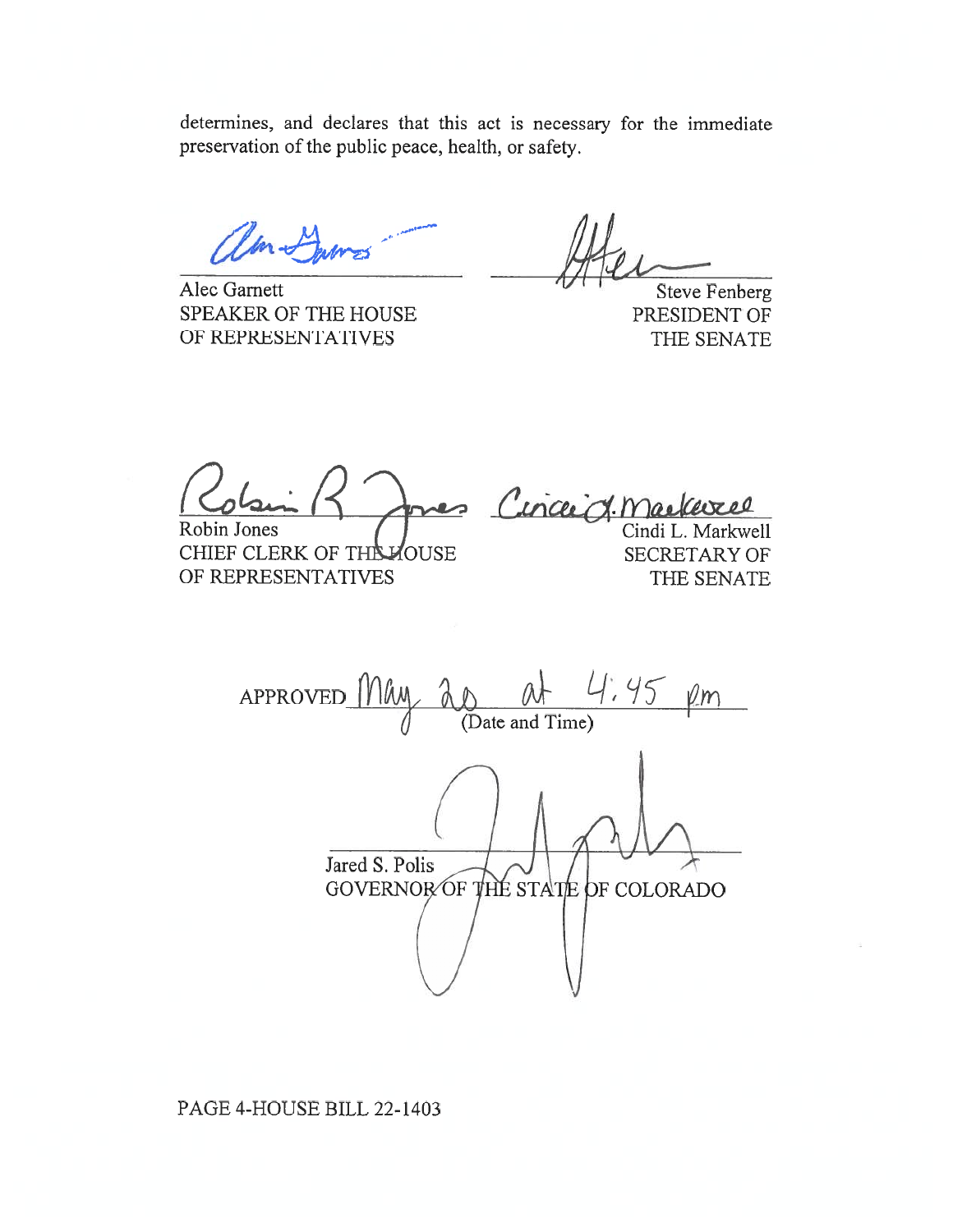determines, and declares that this act is necessary for the immediate preservation of the public peace, health, or safety.

Alec Garnett
SPEAKER OF THE HOUSE
OF REPRESENTATIVES

Steve Fenberg
PRESIDENT OF
THE SENATE

Robin Jones
CHIEF CLERK OF THE HOUSE
OF REPRESENTATIVES

Cindi L. Markwell
SECRETARY OF
THE SENATE

APPROVED May 20 at 4:45 pm
(Date and Time)

Jared S. Polis
GOVERNOR OF THE STATE OF COLORADO

PAGE 4-HOUSE BILL 22-1403